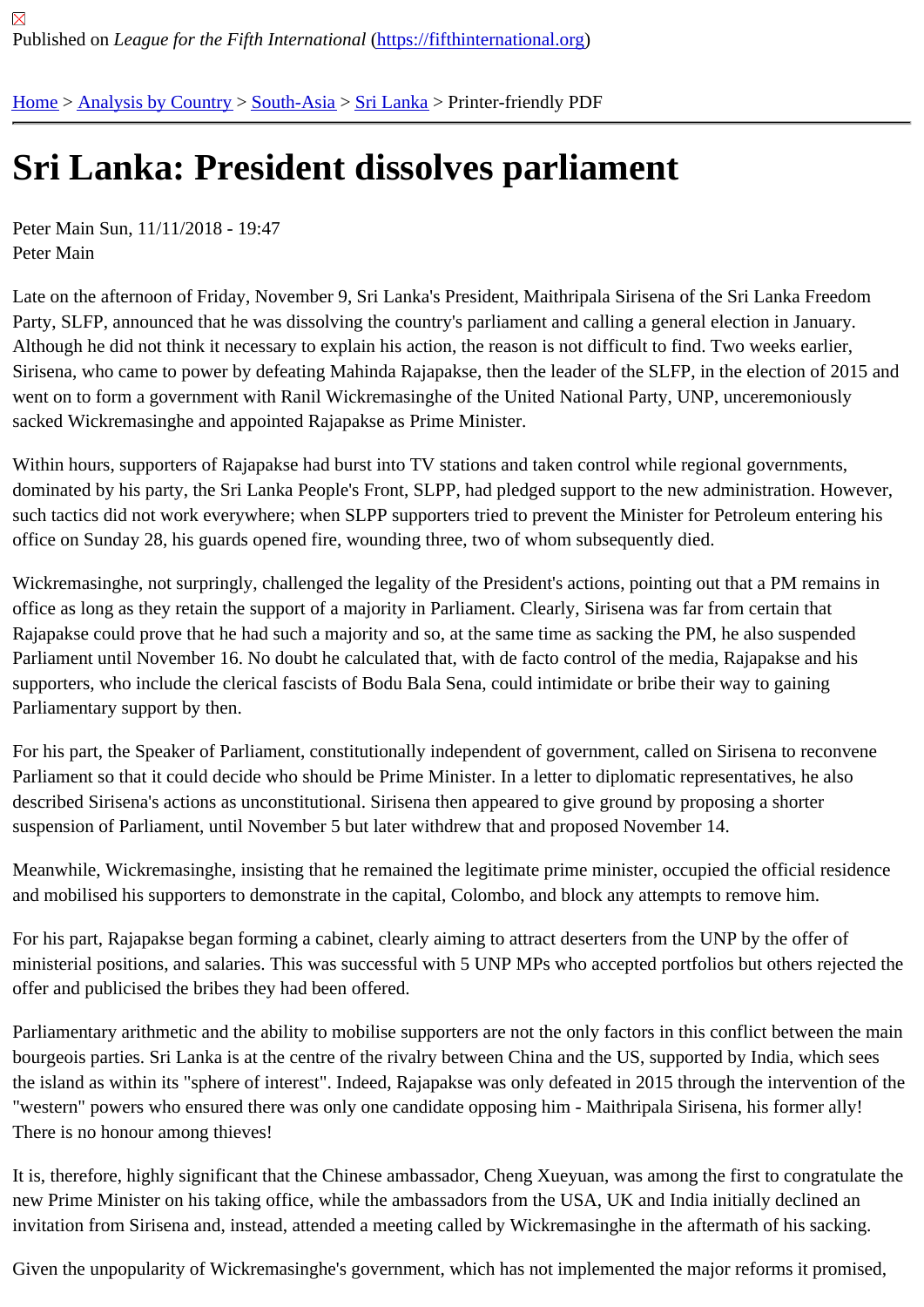Published on *League for the Fifth International* (https://fifthinternational.org)

Home > Analysis by Country > South-Asia > Sri Lanka > Printer-friendly PDF

# Sri Lanka: President dissolves parliament

Peter Main Sun, 11/11/2018 - 19:47
Peter Main

Late on the afternoon of Friday, November 9, Sri Lanka's President, Maithripala Sirisena of the Sri Lanka Freedom Party, SLFP, announced that he was dissolving the country's parliament and calling a general election in January. Although he did not think it necessary to explain his action, the reason is not difficult to find. Two weeks earlier, Sirisena, who came to power by defeating Mahinda Rajapakse, then the leader of the SLFP, in the election of 2015 and went on to form a government with Ranil Wickremasinghe of the United National Party, UNP, unceremoniously sacked Wickremasinghe and appointed Rajapakse as Prime Minister.

Within hours, supporters of Rajapakse had burst into TV stations and taken control while regional governments, dominated by his party, the Sri Lanka People's Front, SLPP, had pledged support to the new administration. However, such tactics did not work everywhere; when SLPP supporters tried to prevent the Minister for Petroleum entering his office on Sunday 28, his guards opened fire, wounding three, two of whom subsequently died.

Wickremasinghe, not surpringly, challenged the legality of the President's actions, pointing out that a PM remains in office as long as they retain the support of a majority in Parliament. Clearly, Sirisena was far from certain that Rajapakse could prove that he had such a majority and so, at the same time as sacking the PM, he also suspended Parliament until November 16. No doubt he calculated that, with de facto control of the media, Rajapakse and his supporters, who include the clerical fascists of Bodu Bala Sena, could intimidate or bribe their way to gaining Parliamentary support by then.

For his part, the Speaker of Parliament, constitutionally independent of government, called on Sirisena to reconvene Parliament so that it could decide who should be Prime Minister. In a letter to diplomatic representatives, he also described Sirisena's actions as unconstitutional. Sirisena then appeared to give ground by proposing a shorter suspension of Parliament, until November 5 but later withdrew that and proposed November 14.

Meanwhile, Wickremasinghe, insisting that he remained the legitimate prime minister, occupied the official residence and mobilised his supporters to demonstrate in the capital, Colombo, and block any attempts to remove him.

For his part, Rajapakse began forming a cabinet, clearly aiming to attract deserters from the UNP by the offer of ministerial positions, and salaries. This was successful with 5 UNP MPs who accepted portfolios but others rejected the offer and publicised the bribes they had been offered.

Parliamentary arithmetic and the ability to mobilise supporters are not the only factors in this conflict between the main bourgeois parties. Sri Lanka is at the centre of the rivalry between China and the US, supported by India, which sees the island as within its "sphere of interest". Indeed, Rajapakse was only defeated in 2015 through the intervention of the "western" powers who ensured there was only one candidate opposing him - Maithripala Sirisena, his former ally! There is no honour among thieves!

It is, therefore, highly significant that the Chinese ambassador, Cheng Xueyuan, was among the first to congratulate the new Prime Minister on his taking office, while the ambassadors from the USA, UK and India initially declined an invitation from Sirisena and, instead, attended a meeting called by Wickremasinghe in the aftermath of his sacking.

Given the unpopularity of Wickremasinghe's government, which has not implemented the major reforms it promised,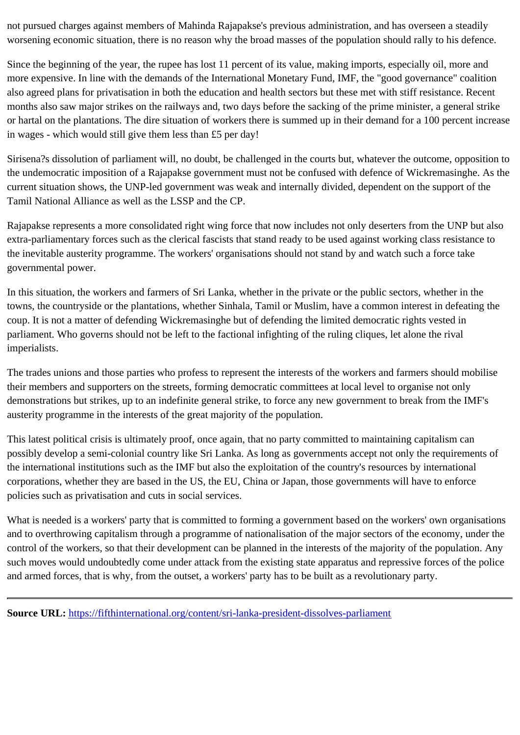not pursued charges against members of Mahinda Rajapakse's previous administration, and has overseen a steadily worsening economic situation, there is no reason why the broad masses of the population should rally to his defence.

Since the beginning of the year, the rupee has lost 11 percent of its value, making imports, especially oil, more and more expensive. In line with the demands of the International Monetary Fund, IMF, the "good governance" coalition also agreed plans for privatisation in both the education and health sectors but these met with stiff resistance. Recent months also saw major strikes on the railways and, two days before the sacking of the prime minister, a general strike or hartal on the plantations. The dire situation of workers there is summed up in their demand for a 100 percent increase in wages - which would still give them less than £5 per day!

Sirisena?s dissolution of parliament will, no doubt, be challenged in the courts but, whatever the outcome, opposition to the undemocratic imposition of a Rajapakse government must not be confused with defence of Wickremasinghe. As the current situation shows, the UNP-led government was weak and internally divided, dependent on the support of the Tamil National Alliance as well as the LSSP and the CP.

Rajapakse represents a more consolidated right wing force that now includes not only deserters from the UNP but also extra-parliamentary forces such as the clerical fascists that stand ready to be used against working class resistance to the inevitable austerity programme. The workers' organisations should not stand by and watch such a force take governmental power.

In this situation, the workers and farmers of Sri Lanka, whether in the private or the public sectors, whether in the towns, the countryside or the plantations, whether Sinhala, Tamil or Muslim, have a common interest in defeating the coup. It is not a matter of defending Wickremasinghe but of defending the limited democratic rights vested in parliament. Who governs should not be left to the factional infighting of the ruling cliques, let alone the rival imperialists.

The trades unions and those parties who profess to represent the interests of the workers and farmers should mobilise their members and supporters on the streets, forming democratic committees at local level to organise not only demonstrations but strikes, up to an indefinite general strike, to force any new government to break from the IMF's austerity programme in the interests of the great majority of the population.

This latest political crisis is ultimately proof, once again, that no party committed to maintaining capitalism can possibly develop a semi-colonial country like Sri Lanka. As long as governments accept not only the requirements of the international institutions such as the IMF but also the exploitation of the country's resources by international corporations, whether they are based in the US, the EU, China or Japan, those governments will have to enforce policies such as privatisation and cuts in social services.

What is needed is a workers' party that is committed to forming a government based on the workers' own organisations and to overthrowing capitalism through a programme of nationalisation of the major sectors of the economy, under the control of the workers, so that their development can be planned in the interests of the majority of the population. Any such moves would undoubtedly come under attack from the existing state apparatus and repressive forces of the police and armed forces, that is why, from the outset, a workers' party has to be built as a revolutionary party.

---

**Source URL:** https://fifthinternational.org/content/sri-lanka-president-dissolves-parliament